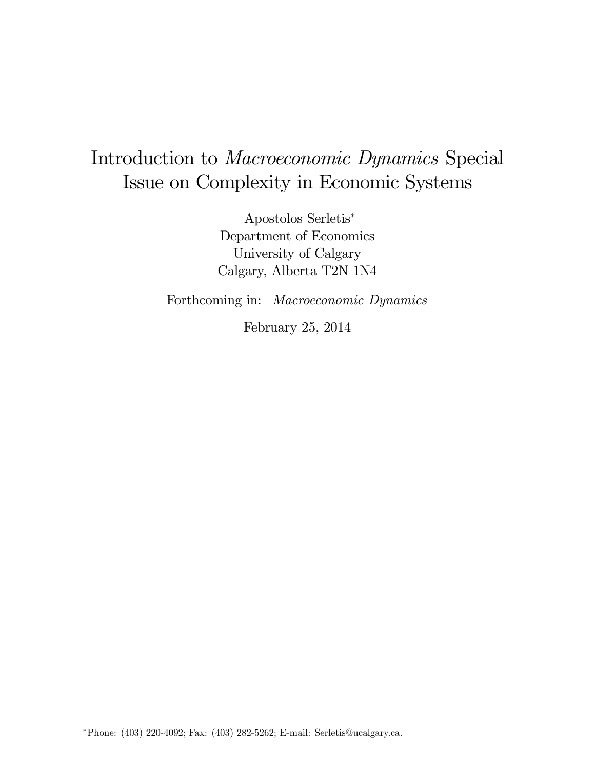# Introduction to *Macroeconomic Dynamics* Special Issue on Complexity in Economic Systems

Apostolos Serletis*
Department of Economics
University of Calgary
Calgary, Alberta T2N 1N4

Forthcoming in: *Macroeconomic Dynamics*

February 25, 2014

*Phone: (403) 220-4092; Fax: (403) 282-5262; E-mail: Serletis@ucalgary.ca.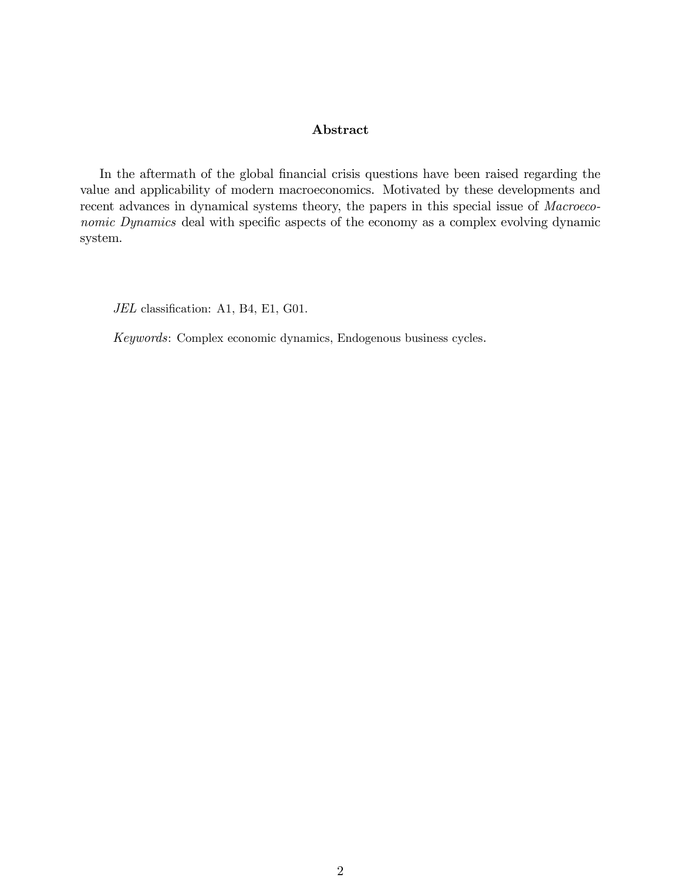## Abstract

In the aftermath of the global financial crisis questions have been raised regarding the value and applicability of modern macroeconomics. Motivated by these developments and recent advances in dynamical systems theory, the papers in this special issue of *Macroeconomic Dynamics* deal with specific aspects of the economy as a complex evolving dynamic system.

*JEL* classification: A1, B4, E1, G01.

*Keywords*: Complex economic dynamics, Endogenous business cycles.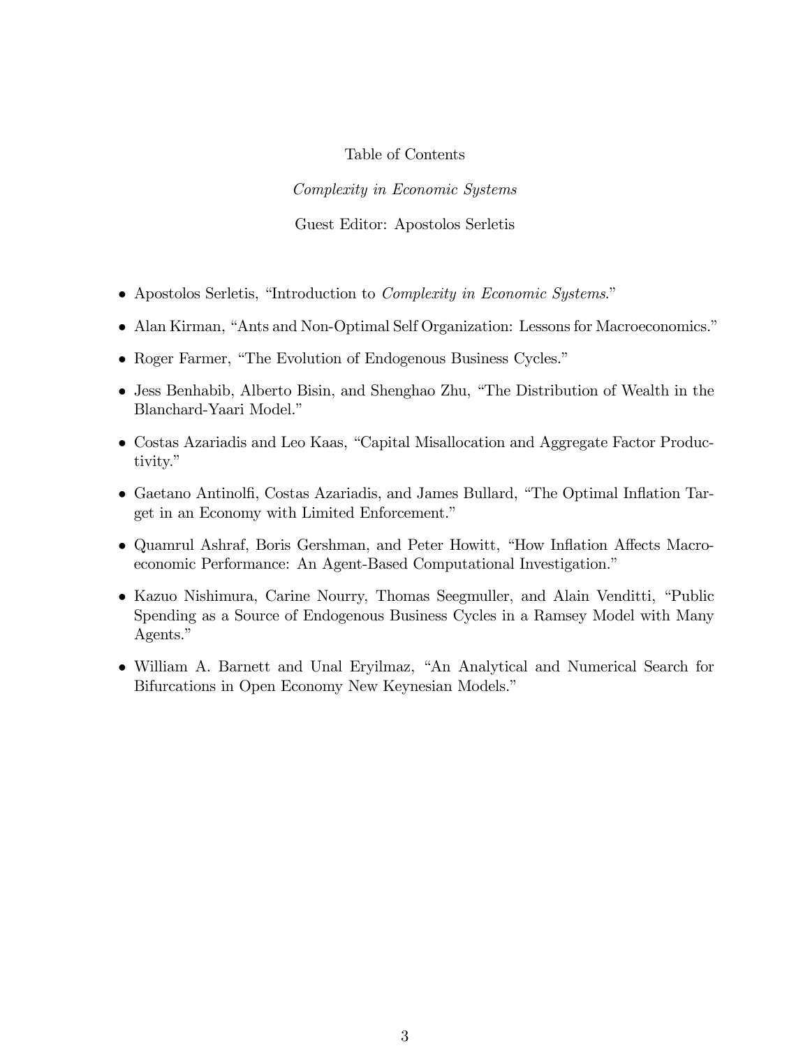# Table of Contents

*Complexity in Economic Systems*

Guest Editor: Apostolos Serletis

- Apostolos Serletis, "Introduction to *Complexity in Economic Systems*."
- Alan Kirman, "Ants and Non-Optimal Self Organization: Lessons for Macroeconomics."
- Roger Farmer, "The Evolution of Endogenous Business Cycles."
- Jess Benhabib, Alberto Bisin, and Shenghao Zhu, "The Distribution of Wealth in the Blanchard-Yaari Model."
- Costas Azariadis and Leo Kaas, "Capital Misallocation and Aggregate Factor Productivity."
- Gaetano Antinolfi, Costas Azariadis, and James Bullard, "The Optimal Inflation Target in an Economy with Limited Enforcement."
- Quamrul Ashraf, Boris Gershman, and Peter Howitt, "How Inflation Affects Macroeconomic Performance: An Agent-Based Computational Investigation."
- Kazuo Nishimura, Carine Nourry, Thomas Seegmuller, and Alain Venditti, "Public Spending as a Source of Endogenous Business Cycles in a Ramsey Model with Many Agents."
- William A. Barnett and Unal Eryilmaz, "An Analytical and Numerical Search for Bifurcations in Open Economy New Keynesian Models."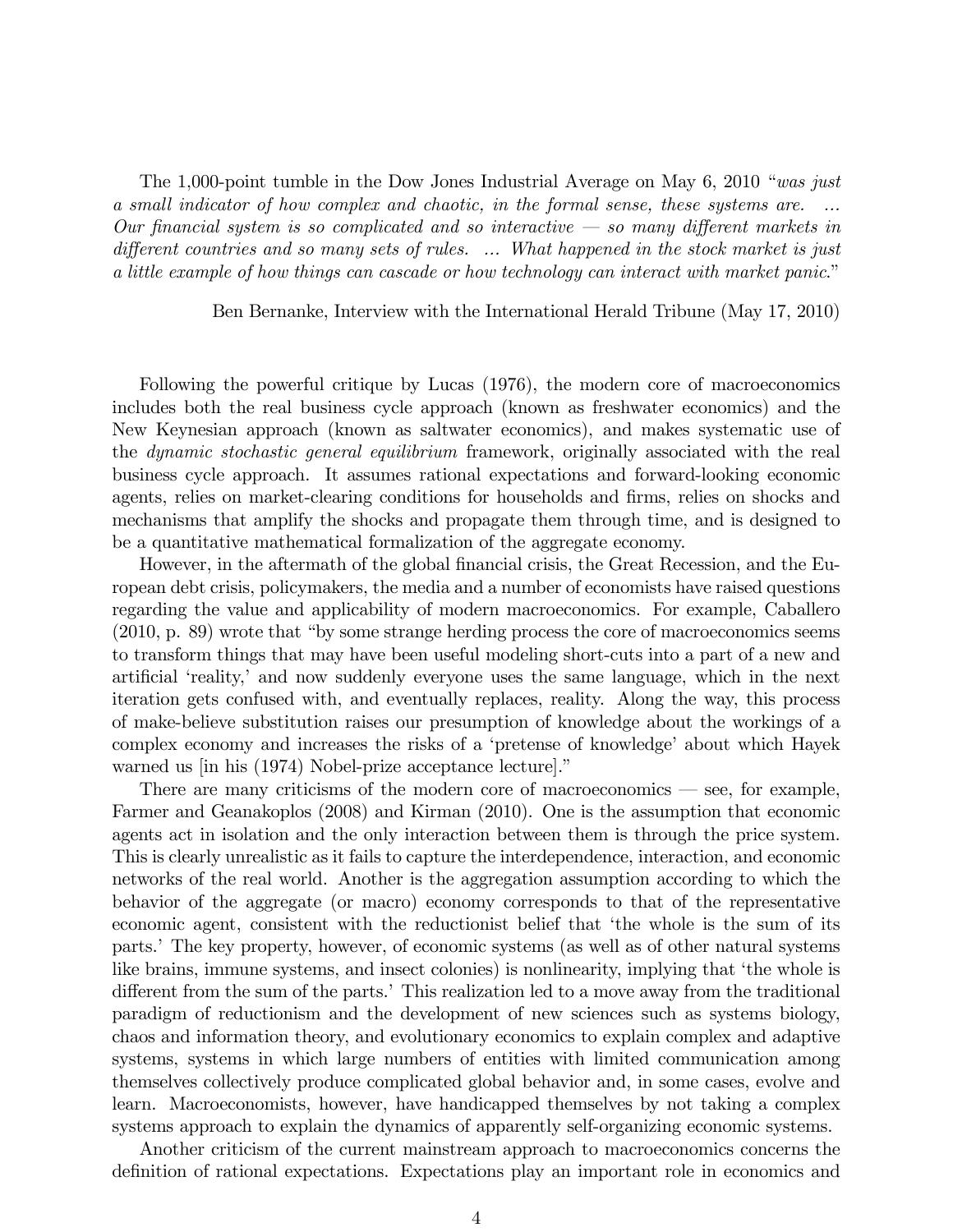The 1,000-point tumble in the Dow Jones Industrial Average on May 6, 2010 "*was just a small indicator of how complex and chaotic, in the formal sense, these systems are. ... Our financial system is so complicated and so interactive — so many different markets in different countries and so many sets of rules. ... What happened in the stock market is just a little example of how things can cascade or how technology can interact with market panic.*"

Ben Bernanke, Interview with the International Herald Tribune (May 17, 2010)

Following the powerful critique by Lucas (1976), the modern core of macroeconomics includes both the real business cycle approach (known as freshwater economics) and the New Keynesian approach (known as saltwater economics), and makes systematic use of the *dynamic stochastic general equilibrium* framework, originally associated with the real business cycle approach. It assumes rational expectations and forward-looking economic agents, relies on market-clearing conditions for households and firms, relies on shocks and mechanisms that amplify the shocks and propagate them through time, and is designed to be a quantitative mathematical formalization of the aggregate economy.

However, in the aftermath of the global financial crisis, the Great Recession, and the European debt crisis, policymakers, the media and a number of economists have raised questions regarding the value and applicability of modern macroeconomics. For example, Caballero (2010, p. 89) wrote that "by some strange herding process the core of macroeconomics seems to transform things that may have been useful modeling short-cuts into a part of a new and artificial 'reality,' and now suddenly everyone uses the same language, which in the next iteration gets confused with, and eventually replaces, reality. Along the way, this process of make-believe substitution raises our presumption of knowledge about the workings of a complex economy and increases the risks of a 'pretense of knowledge' about which Hayek warned us [in his (1974) Nobel-prize acceptance lecture]."

There are many criticisms of the modern core of macroeconomics — see, for example, Farmer and Geanakoplos (2008) and Kirman (2010). One is the assumption that economic agents act in isolation and the only interaction between them is through the price system. This is clearly unrealistic as it fails to capture the interdependence, interaction, and economic networks of the real world. Another is the aggregation assumption according to which the behavior of the aggregate (or macro) economy corresponds to that of the representative economic agent, consistent with the reductionist belief that 'the whole is the sum of its parts.' The key property, however, of economic systems (as well as of other natural systems like brains, immune systems, and insect colonies) is nonlinearity, implying that 'the whole is different from the sum of the parts.' This realization led to a move away from the traditional paradigm of reductionism and the development of new sciences such as systems biology, chaos and information theory, and evolutionary economics to explain complex and adaptive systems, systems in which large numbers of entities with limited communication among themselves collectively produce complicated global behavior and, in some cases, evolve and learn. Macroeconomists, however, have handicapped themselves by not taking a complex systems approach to explain the dynamics of apparently self-organizing economic systems.

Another criticism of the current mainstream approach to macroeconomics concerns the definition of rational expectations. Expectations play an important role in economics and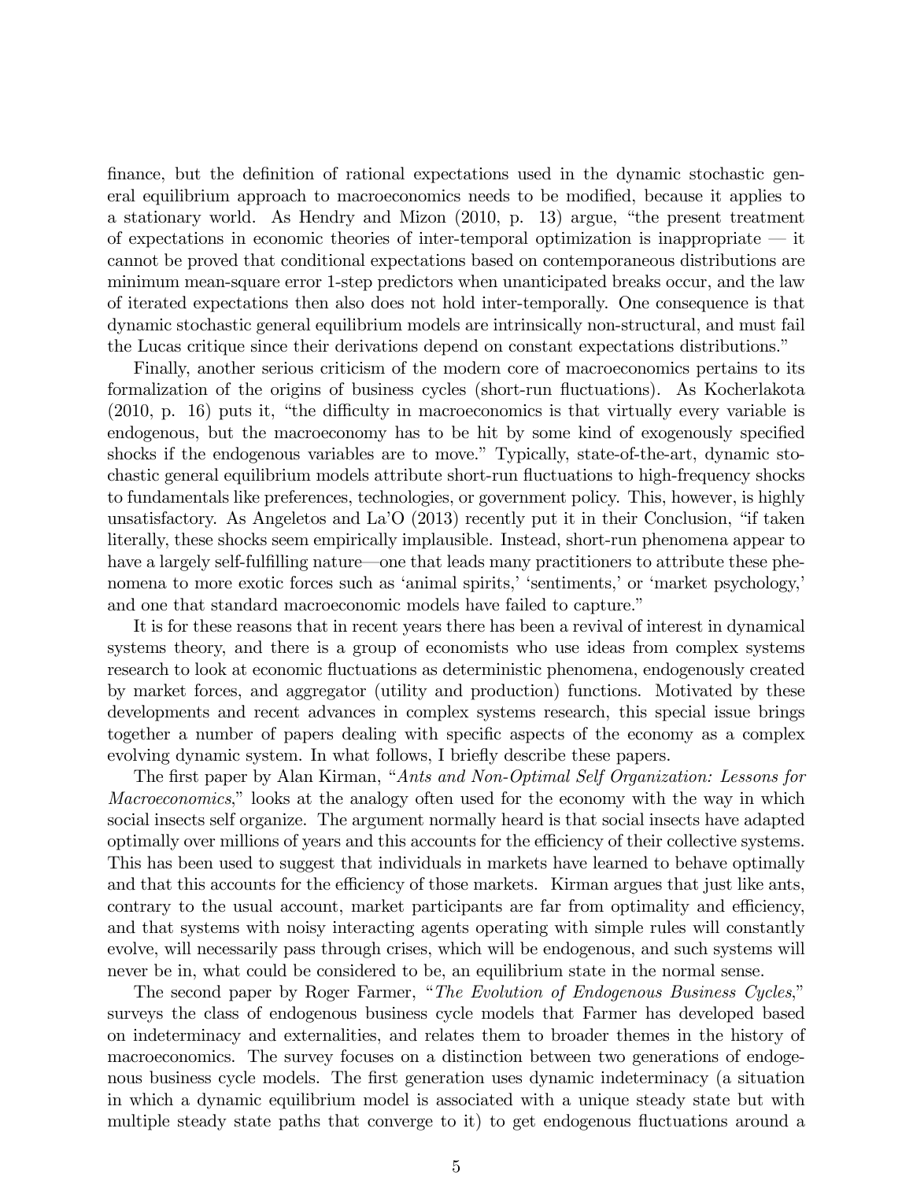finance, but the definition of rational expectations used in the dynamic stochastic general equilibrium approach to macroeconomics needs to be modified, because it applies to a stationary world. As Hendry and Mizon (2010, p. 13) argue, "the present treatment of expectations in economic theories of inter-temporal optimization is inappropriate — it cannot be proved that conditional expectations based on contemporaneous distributions are minimum mean-square error 1-step predictors when unanticipated breaks occur, and the law of iterated expectations then also does not hold inter-temporally. One consequence is that dynamic stochastic general equilibrium models are intrinsically non-structural, and must fail the Lucas critique since their derivations depend on constant expectations distributions."

Finally, another serious criticism of the modern core of macroeconomics pertains to its formalization of the origins of business cycles (short-run fluctuations). As Kocherlakota (2010, p. 16) puts it, "the difficulty in macroeconomics is that virtually every variable is endogenous, but the macroeconomy has to be hit by some kind of exogenously specified shocks if the endogenous variables are to move." Typically, state-of-the-art, dynamic stochastic general equilibrium models attribute short-run fluctuations to high-frequency shocks to fundamentals like preferences, technologies, or government policy. This, however, is highly unsatisfactory. As Angeletos and La'O (2013) recently put it in their Conclusion, "if taken literally, these shocks seem empirically implausible. Instead, short-run phenomena appear to have a largely self-fulfilling nature—one that leads many practitioners to attribute these phenomena to more exotic forces such as 'animal spirits,' 'sentiments,' or 'market psychology,' and one that standard macroeconomic models have failed to capture."

It is for these reasons that in recent years there has been a revival of interest in dynamical systems theory, and there is a group of economists who use ideas from complex systems research to look at economic fluctuations as deterministic phenomena, endogenously created by market forces, and aggregator (utility and production) functions. Motivated by these developments and recent advances in complex systems research, this special issue brings together a number of papers dealing with specific aspects of the economy as a complex evolving dynamic system. In what follows, I briefly describe these papers.

The first paper by Alan Kirman, "*Ants and Non-Optimal Self Organization: Lessons for Macroeconomics*," looks at the analogy often used for the economy with the way in which social insects self organize. The argument normally heard is that social insects have adapted optimally over millions of years and this accounts for the efficiency of their collective systems. This has been used to suggest that individuals in markets have learned to behave optimally and that this accounts for the efficiency of those markets. Kirman argues that just like ants, contrary to the usual account, market participants are far from optimality and efficiency, and that systems with noisy interacting agents operating with simple rules will constantly evolve, will necessarily pass through crises, which will be endogenous, and such systems will never be in, what could be considered to be, an equilibrium state in the normal sense.

The second paper by Roger Farmer, "*The Evolution of Endogenous Business Cycles*," surveys the class of endogenous business cycle models that Farmer has developed based on indeterminacy and externalities, and relates them to broader themes in the history of macroeconomics. The survey focuses on a distinction between two generations of endogenous business cycle models. The first generation uses dynamic indeterminacy (a situation in which a dynamic equilibrium model is associated with a unique steady state but with multiple steady state paths that converge to it) to get endogenous fluctuations around a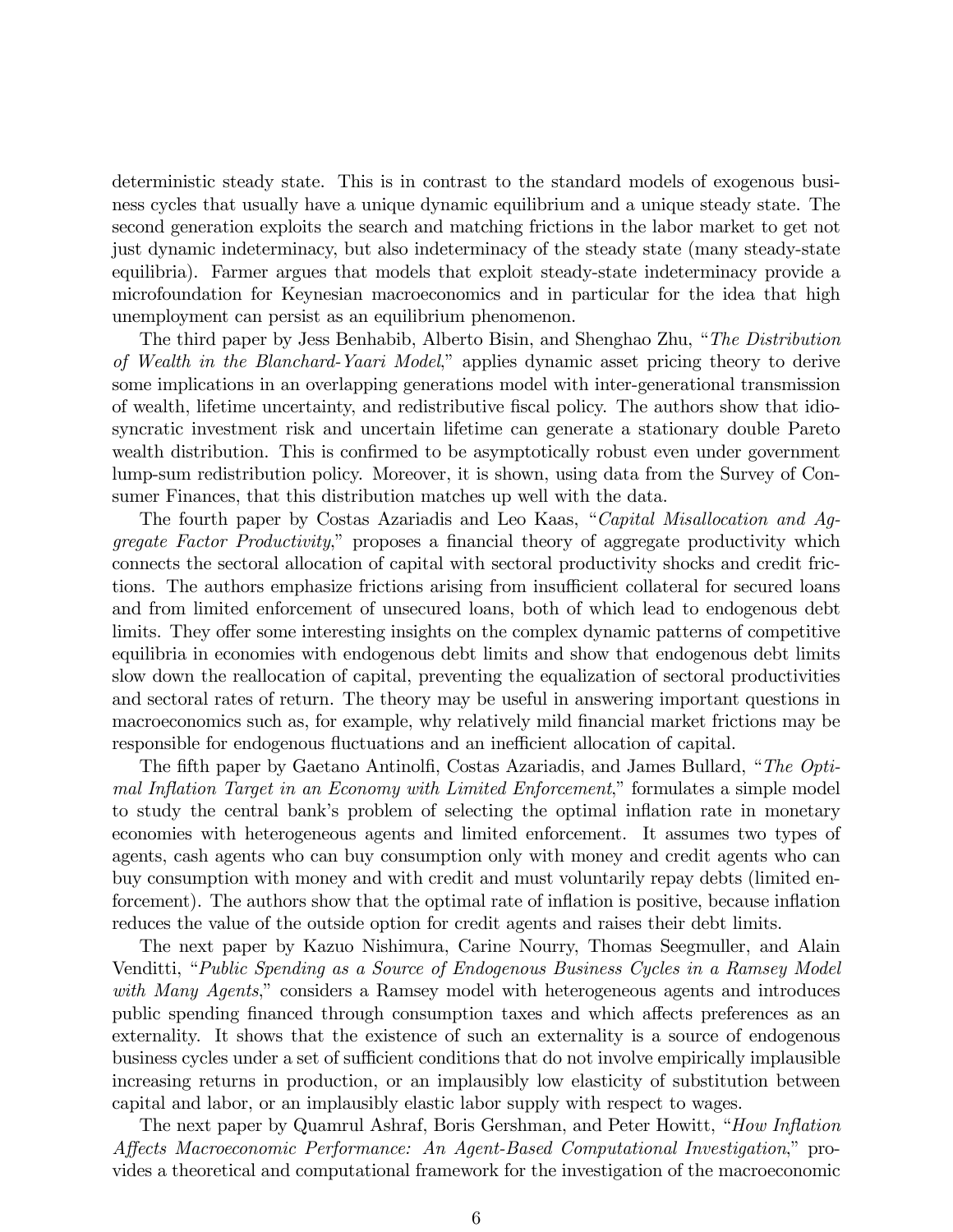deterministic steady state. This is in contrast to the standard models of exogenous business cycles that usually have a unique dynamic equilibrium and a unique steady state. The second generation exploits the search and matching frictions in the labor market to get not just dynamic indeterminacy, but also indeterminacy of the steady state (many steady-state equilibria). Farmer argues that models that exploit steady-state indeterminacy provide a microfoundation for Keynesian macroeconomics and in particular for the idea that high unemployment can persist as an equilibrium phenomenon.

The third paper by Jess Benhabib, Alberto Bisin, and Shenghao Zhu, "*The Distribution of Wealth in the Blanchard-Yaari Model*," applies dynamic asset pricing theory to derive some implications in an overlapping generations model with inter-generational transmission of wealth, lifetime uncertainty, and redistributive fiscal policy. The authors show that idiosyncratic investment risk and uncertain lifetime can generate a stationary double Pareto wealth distribution. This is confirmed to be asymptotically robust even under government lump-sum redistribution policy. Moreover, it is shown, using data from the Survey of Consumer Finances, that this distribution matches up well with the data.

The fourth paper by Costas Azariadis and Leo Kaas, "*Capital Misallocation and Aggregate Factor Productivity*," proposes a financial theory of aggregate productivity which connects the sectoral allocation of capital with sectoral productivity shocks and credit frictions. The authors emphasize frictions arising from insufficient collateral for secured loans and from limited enforcement of unsecured loans, both of which lead to endogenous debt limits. They offer some interesting insights on the complex dynamic patterns of competitive equilibria in economies with endogenous debt limits and show that endogenous debt limits slow down the reallocation of capital, preventing the equalization of sectoral productivities and sectoral rates of return. The theory may be useful in answering important questions in macroeconomics such as, for example, why relatively mild financial market frictions may be responsible for endogenous fluctuations and an inefficient allocation of capital.

The fifth paper by Gaetano Antinolfi, Costas Azariadis, and James Bullard, "*The Optimal Inflation Target in an Economy with Limited Enforcement*," formulates a simple model to study the central bank's problem of selecting the optimal inflation rate in monetary economies with heterogeneous agents and limited enforcement. It assumes two types of agents, cash agents who can buy consumption only with money and credit agents who can buy consumption with money and with credit and must voluntarily repay debts (limited enforcement). The authors show that the optimal rate of inflation is positive, because inflation reduces the value of the outside option for credit agents and raises their debt limits.

The next paper by Kazuo Nishimura, Carine Nourry, Thomas Seegmuller, and Alain Venditti, "*Public Spending as a Source of Endogenous Business Cycles in a Ramsey Model with Many Agents*," considers a Ramsey model with heterogeneous agents and introduces public spending financed through consumption taxes and which affects preferences as an externality. It shows that the existence of such an externality is a source of endogenous business cycles under a set of sufficient conditions that do not involve empirically implausible increasing returns in production, or an implausibly low elasticity of substitution between capital and labor, or an implausibly elastic labor supply with respect to wages.

The next paper by Quamrul Ashraf, Boris Gershman, and Peter Howitt, "*How Inflation Affects Macroeconomic Performance: An Agent-Based Computational Investigation*," provides a theoretical and computational framework for the investigation of the macroeconomic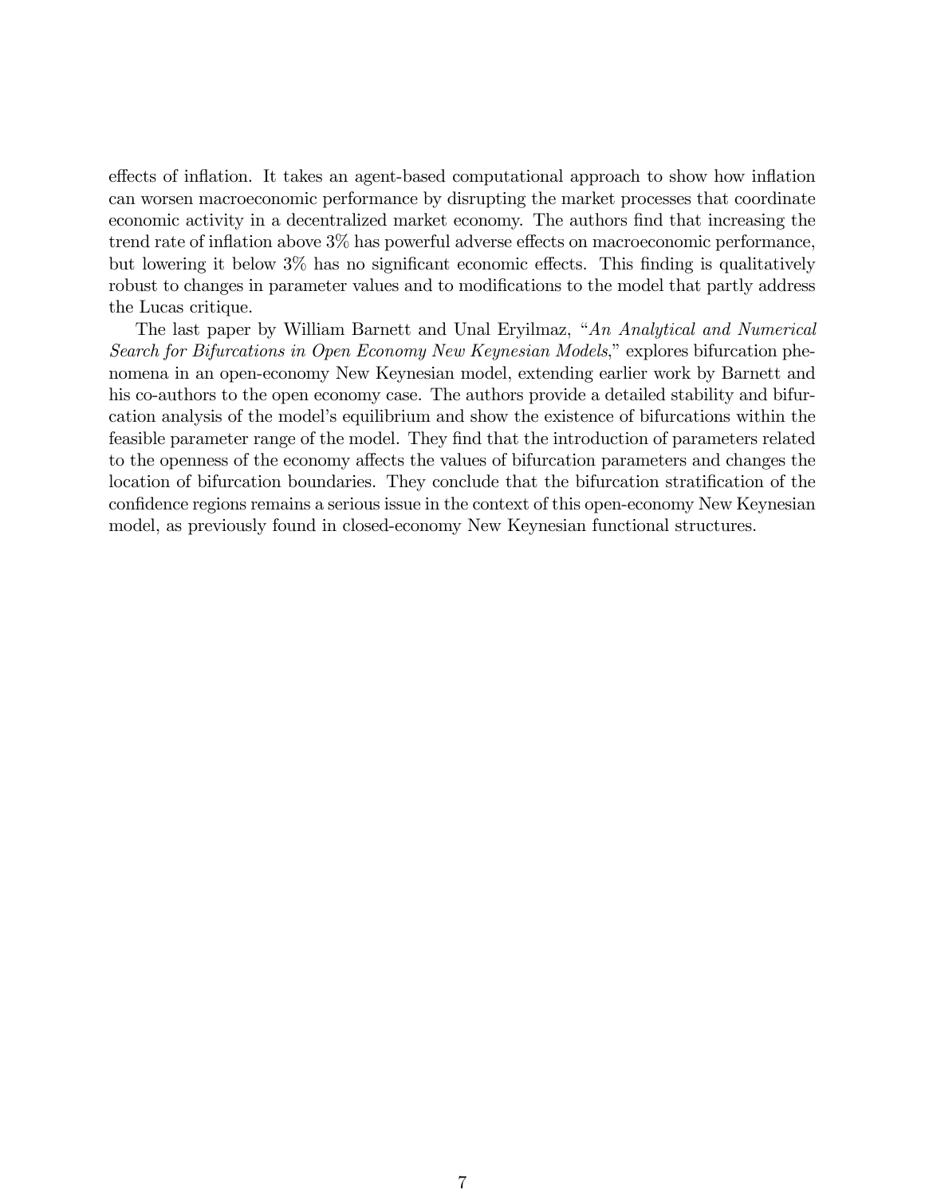effects of inflation. It takes an agent-based computational approach to show how inflation can worsen macroeconomic performance by disrupting the market processes that coordinate economic activity in a decentralized market economy. The authors find that increasing the trend rate of inflation above 3% has powerful adverse effects on macroeconomic performance, but lowering it below 3% has no significant economic effects. This finding is qualitatively robust to changes in parameter values and to modifications to the model that partly address the Lucas critique.

The last paper by William Barnett and Unal Eryilmaz, "*An Analytical and Numerical Search for Bifurcations in Open Economy New Keynesian Models*," explores bifurcation phenomena in an open-economy New Keynesian model, extending earlier work by Barnett and his co-authors to the open economy case. The authors provide a detailed stability and bifurcation analysis of the model's equilibrium and show the existence of bifurcations within the feasible parameter range of the model. They find that the introduction of parameters related to the openness of the economy affects the values of bifurcation parameters and changes the location of bifurcation boundaries. They conclude that the bifurcation stratification of the confidence regions remains a serious issue in the context of this open-economy New Keynesian model, as previously found in closed-economy New Keynesian functional structures.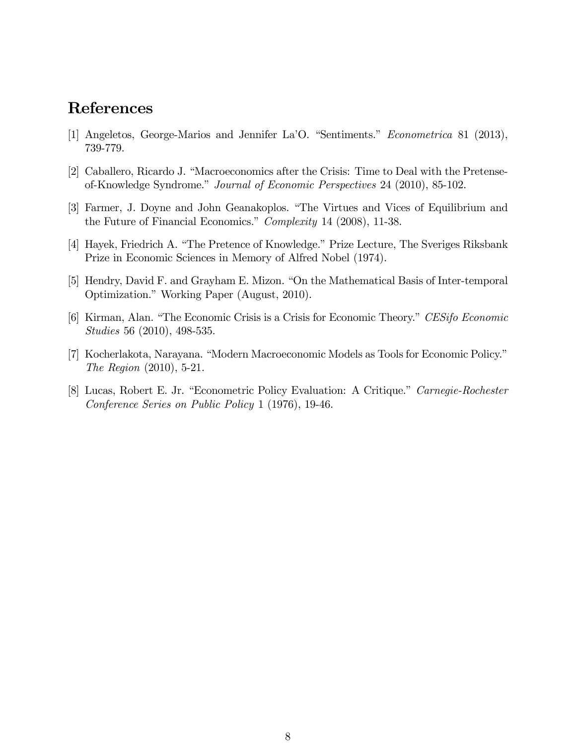# References

[1] Angeletos, George-Marios and Jennifer La'O. "Sentiments." *Econometrica* 81 (2013), 739-779.

[2] Caballero, Ricardo J. "Macroeconomics after the Crisis: Time to Deal with the Pretense-of-Knowledge Syndrome." *Journal of Economic Perspectives* 24 (2010), 85-102.

[3] Farmer, J. Doyne and John Geanakoplos. "The Virtues and Vices of Equilibrium and the Future of Financial Economics." *Complexity* 14 (2008), 11-38.

[4] Hayek, Friedrich A. "The Pretence of Knowledge." Prize Lecture, The Sveriges Riksbank Prize in Economic Sciences in Memory of Alfred Nobel (1974).

[5] Hendry, David F. and Grayham E. Mizon. "On the Mathematical Basis of Inter-temporal Optimization." Working Paper (August, 2010).

[6] Kirman, Alan. "The Economic Crisis is a Crisis for Economic Theory." *CESifo Economic Studies* 56 (2010), 498-535.

[7] Kocherlakota, Narayana. "Modern Macroeconomic Models as Tools for Economic Policy." *The Region* (2010), 5-21.

[8] Lucas, Robert E. Jr. "Econometric Policy Evaluation: A Critique." *Carnegie-Rochester Conference Series on Public Policy* 1 (1976), 19-46.